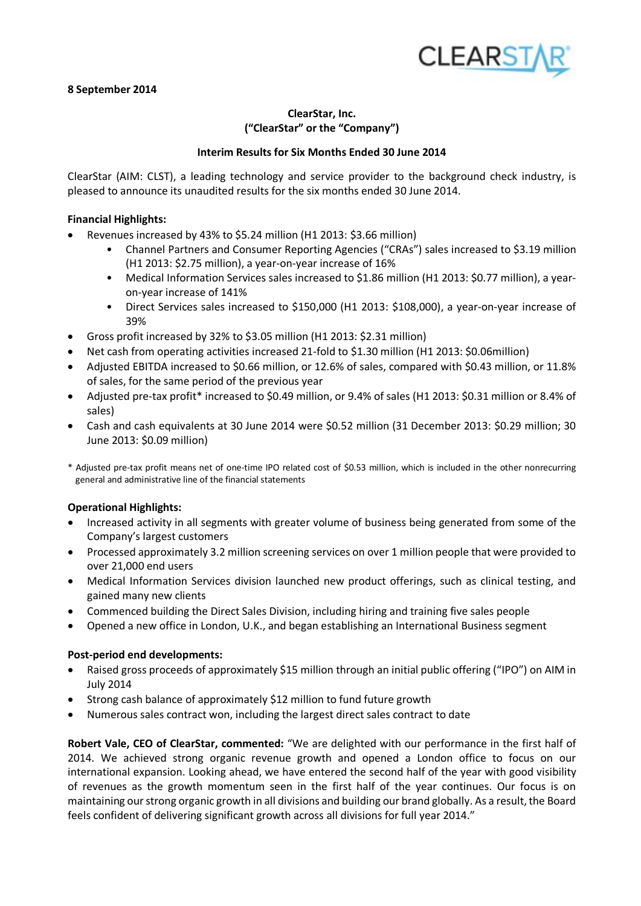8 September 2014

**ClearStar, Inc.**
**("ClearStar" or the "Company")**

**Interim Results for Six Months Ended 30 June 2014**

ClearStar (AIM: CLST), a leading technology and service provider to the background check industry, is pleased to announce its unaudited results for the six months ended 30 June 2014.

**Financial Highlights:**

- Revenues increased by 43% to $5.24 million (H1 2013: $3.66 million)
  - Channel Partners and Consumer Reporting Agencies ("CRAs") sales increased to $3.19 million (H1 2013: $2.75 million), a year-on-year increase of 16%
  - Medical Information Services sales increased to $1.86 million (H1 2013: $0.77 million), a year-on-year increase of 141%
  - Direct Services sales increased to $150,000 (H1 2013: $108,000), a year-on-year increase of 39%
- Gross profit increased by 32% to $3.05 million (H1 2013: $2.31 million)
- Net cash from operating activities increased 21-fold to $1.30 million (H1 2013: $0.06million)
- Adjusted EBITDA increased to $0.66 million, or 12.6% of sales, compared with $0.43 million, or 11.8% of sales, for the same period of the previous year
- Adjusted pre-tax profit* increased to $0.49 million, or 9.4% of sales (H1 2013: $0.31 million or 8.4% of sales)
- Cash and cash equivalents at 30 June 2014 were $0.52 million (31 December 2013: $0.29 million; 30 June 2013: $0.09 million)

\* Adjusted pre-tax profit means net of one-time IPO related cost of $0.53 million, which is included in the other nonrecurring general and administrative line of the financial statements

**Operational Highlights:**

- Increased activity in all segments with greater volume of business being generated from some of the Company's largest customers
- Processed approximately 3.2 million screening services on over 1 million people that were provided to over 21,000 end users
- Medical Information Services division launched new product offerings, such as clinical testing, and gained many new clients
- Commenced building the Direct Sales Division, including hiring and training five sales people
- Opened a new office in London, U.K., and began establishing an International Business segment

**Post-period end developments:**

- Raised gross proceeds of approximately $15 million through an initial public offering ("IPO") on AIM in July 2014
- Strong cash balance of approximately $12 million to fund future growth
- Numerous sales contract won, including the largest direct sales contract to date

**Robert Vale, CEO of ClearStar, commented:** "We are delighted with our performance in the first half of 2014. We achieved strong organic revenue growth and opened a London office to focus on our international expansion. Looking ahead, we have entered the second half of the year with good visibility of revenues as the growth momentum seen in the first half of the year continues. Our focus is on maintaining our strong organic growth in all divisions and building our brand globally. As a result, the Board feels confident of delivering significant growth across all divisions for full year 2014."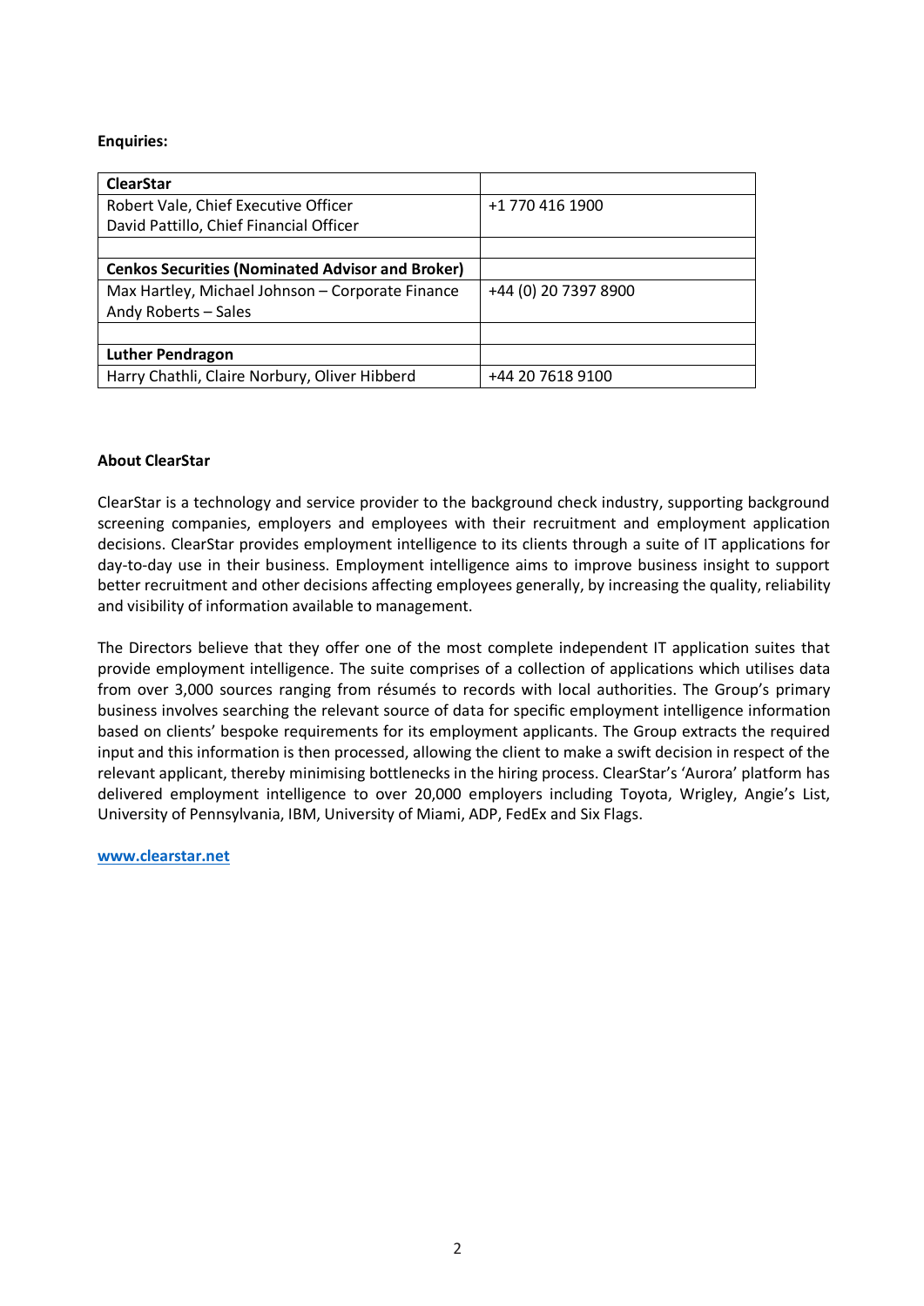**Enquiries:**

| **ClearStar** | |
|---|---|
| Robert Vale, Chief Executive Officer<br>David Pattillo, Chief Financial Officer | +1 770 416 1900 |
| | |
| **Cenkos Securities (Nominated Advisor and Broker)** | |
| Max Hartley, Michael Johnson – Corporate Finance<br>Andy Roberts – Sales | +44 (0) 20 7397 8900 |
| | |
| **Luther Pendragon** | |
| Harry Chathli, Claire Norbury, Oliver Hibberd | +44 20 7618 9100 |

**About ClearStar**

ClearStar is a technology and service provider to the background check industry, supporting background screening companies, employers and employees with their recruitment and employment application decisions. ClearStar provides employment intelligence to its clients through a suite of IT applications for day-to-day use in their business. Employment intelligence aims to improve business insight to support better recruitment and other decisions affecting employees generally, by increasing the quality, reliability and visibility of information available to management.

The Directors believe that they offer one of the most complete independent IT application suites that provide employment intelligence. The suite comprises of a collection of applications which utilises data from over 3,000 sources ranging from résumés to records with local authorities. The Group's primary business involves searching the relevant source of data for specific employment intelligence information based on clients' bespoke requirements for its employment applicants. The Group extracts the required input and this information is then processed, allowing the client to make a swift decision in respect of the relevant applicant, thereby minimising bottlenecks in the hiring process. ClearStar's 'Aurora' platform has delivered employment intelligence to over 20,000 employers including Toyota, Wrigley, Angie's List, University of Pennsylvania, IBM, University of Miami, ADP, FedEx and Six Flags.

**www.clearstar.net**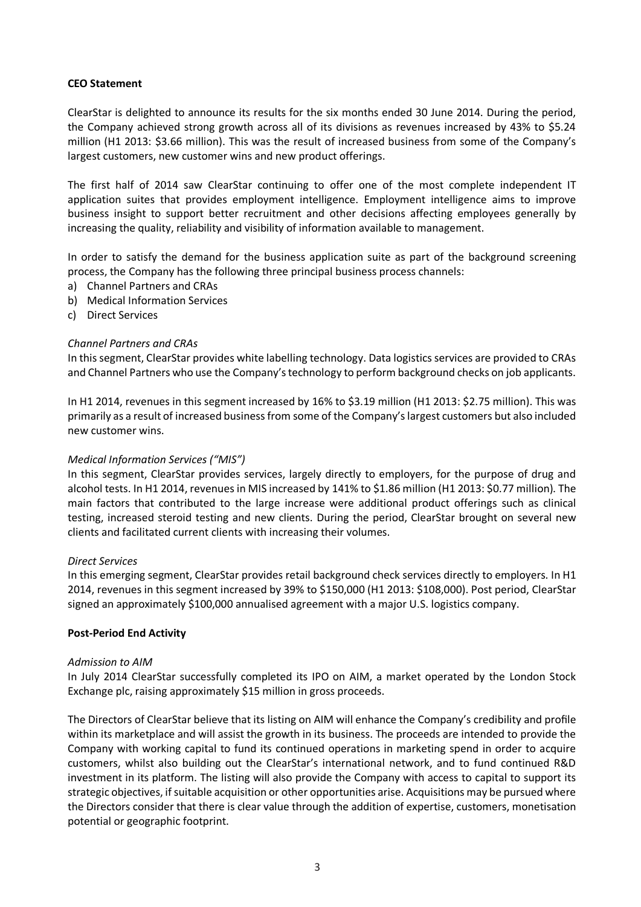**CEO Statement**

ClearStar is delighted to announce its results for the six months ended 30 June 2014. During the period, the Company achieved strong growth across all of its divisions as revenues increased by 43% to $5.24 million (H1 2013: $3.66 million). This was the result of increased business from some of the Company's largest customers, new customer wins and new product offerings.

The first half of 2014 saw ClearStar continuing to offer one of the most complete independent IT application suites that provides employment intelligence. Employment intelligence aims to improve business insight to support better recruitment and other decisions affecting employees generally by increasing the quality, reliability and visibility of information available to management.

In order to satisfy the demand for the business application suite as part of the background screening process, the Company has the following three principal business process channels:

a) Channel Partners and CRAs
b) Medical Information Services
c) Direct Services

*Channel Partners and CRAs*

In this segment, ClearStar provides white labelling technology. Data logistics services are provided to CRAs and Channel Partners who use the Company's technology to perform background checks on job applicants.

In H1 2014, revenues in this segment increased by 16% to $3.19 million (H1 2013: $2.75 million). This was primarily as a result of increased business from some of the Company's largest customers but also included new customer wins.

*Medical Information Services ("MIS")*

In this segment, ClearStar provides services, largely directly to employers, for the purpose of drug and alcohol tests. In H1 2014, revenues in MIS increased by 141% to $1.86 million (H1 2013: $0.77 million). The main factors that contributed to the large increase were additional product offerings such as clinical testing, increased steroid testing and new clients. During the period, ClearStar brought on several new clients and facilitated current clients with increasing their volumes.

*Direct Services*

In this emerging segment, ClearStar provides retail background check services directly to employers. In H1 2014, revenues in this segment increased by 39% to $150,000 (H1 2013: $108,000). Post period, ClearStar signed an approximately $100,000 annualised agreement with a major U.S. logistics company.

**Post-Period End Activity**

*Admission to AIM*

In July 2014 ClearStar successfully completed its IPO on AIM, a market operated by the London Stock Exchange plc, raising approximately $15 million in gross proceeds.

The Directors of ClearStar believe that its listing on AIM will enhance the Company's credibility and profile within its marketplace and will assist the growth in its business. The proceeds are intended to provide the Company with working capital to fund its continued operations in marketing spend in order to acquire customers, whilst also building out the ClearStar's international network, and to fund continued R&D investment in its platform. The listing will also provide the Company with access to capital to support its strategic objectives, if suitable acquisition or other opportunities arise. Acquisitions may be pursued where the Directors consider that there is clear value through the addition of expertise, customers, monetisation potential or geographic footprint.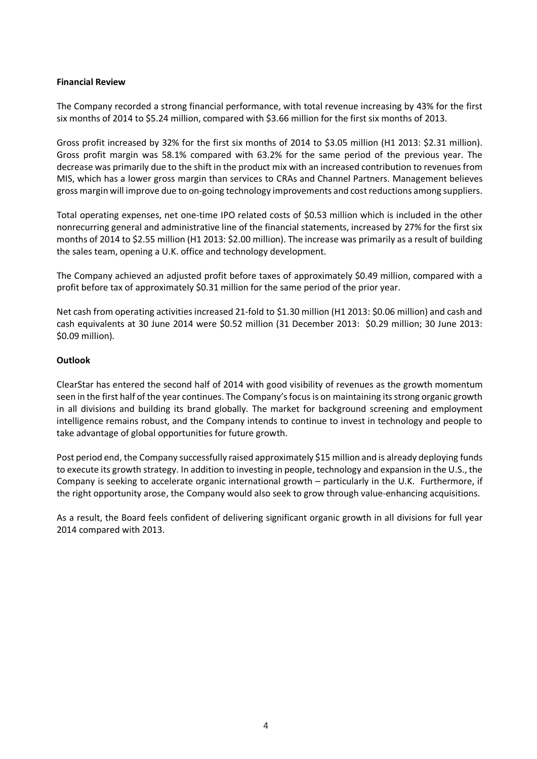**Financial Review**

The Company recorded a strong financial performance, with total revenue increasing by 43% for the first six months of 2014 to $5.24 million, compared with $3.66 million for the first six months of 2013.

Gross profit increased by 32% for the first six months of 2014 to $3.05 million (H1 2013: $2.31 million). Gross profit margin was 58.1% compared with 63.2% for the same period of the previous year. The decrease was primarily due to the shift in the product mix with an increased contribution to revenues from MIS, which has a lower gross margin than services to CRAs and Channel Partners. Management believes gross margin will improve due to on-going technology improvements and cost reductions among suppliers.

Total operating expenses, net one-time IPO related costs of $0.53 million which is included in the other nonrecurring general and administrative line of the financial statements, increased by 27% for the first six months of 2014 to $2.55 million (H1 2013: $2.00 million). The increase was primarily as a result of building the sales team, opening a U.K. office and technology development.

The Company achieved an adjusted profit before taxes of approximately $0.49 million, compared with a profit before tax of approximately $0.31 million for the same period of the prior year.

Net cash from operating activities increased 21-fold to $1.30 million (H1 2013: $0.06 million) and cash and cash equivalents at 30 June 2014 were $0.52 million (31 December 2013: $0.29 million; 30 June 2013: $0.09 million).

**Outlook**

ClearStar has entered the second half of 2014 with good visibility of revenues as the growth momentum seen in the first half of the year continues. The Company's focus is on maintaining its strong organic growth in all divisions and building its brand globally. The market for background screening and employment intelligence remains robust, and the Company intends to continue to invest in technology and people to take advantage of global opportunities for future growth.

Post period end, the Company successfully raised approximately $15 million and is already deploying funds to execute its growth strategy. In addition to investing in people, technology and expansion in the U.S., the Company is seeking to accelerate organic international growth – particularly in the U.K. Furthermore, if the right opportunity arose, the Company would also seek to grow through value-enhancing acquisitions.

As a result, the Board feels confident of delivering significant organic growth in all divisions for full year 2014 compared with 2013.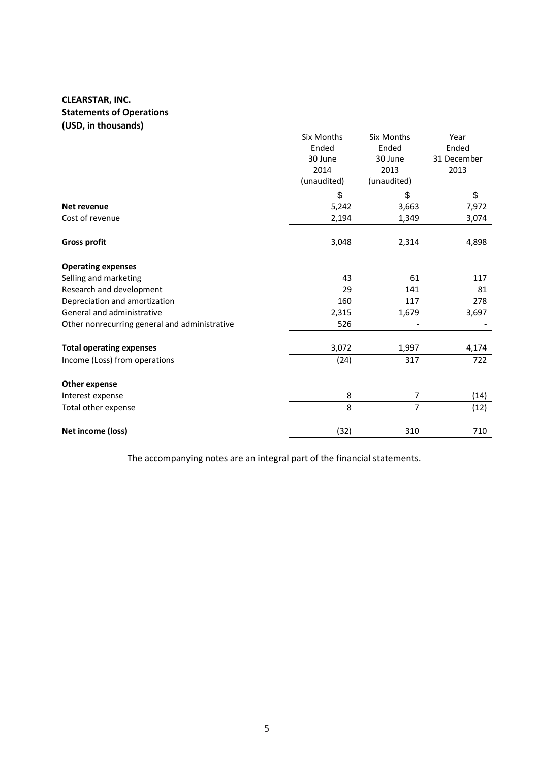**CLEARSTAR, INC.**
**Statements of Operations**
**(USD, in thousands)**

| | Six Months Ended 30 June 2014 (unaudited) | Six Months Ended 30 June 2013 (unaudited) | Year Ended 31 December 2013 |
|---|---|---|---|
| | $ | $ | $ |
| **Net revenue** | 5,242 | 3,663 | 7,972 |
| Cost of revenue | 2,194 | 1,349 | 3,074 |
| **Gross profit** | 3,048 | 2,314 | 4,898 |
| **Operating expenses** | | | |
| Selling and marketing | 43 | 61 | 117 |
| Research and development | 29 | 141 | 81 |
| Depreciation and amortization | 160 | 117 | 278 |
| General and administrative | 2,315 | 1,679 | 3,697 |
| Other nonrecurring general and administrative | 526 | - | - |
| **Total operating expenses** | 3,072 | 1,997 | 4,174 |
| Income (Loss) from operations | (24) | 317 | 722 |
| **Other expense** | | | |
| Interest expense | 8 | 7 | (14) |
| Total other expense | 8 | 7 | (12) |
| **Net income (loss)** | (32) | 310 | 710 |

The accompanying notes are an integral part of the financial statements.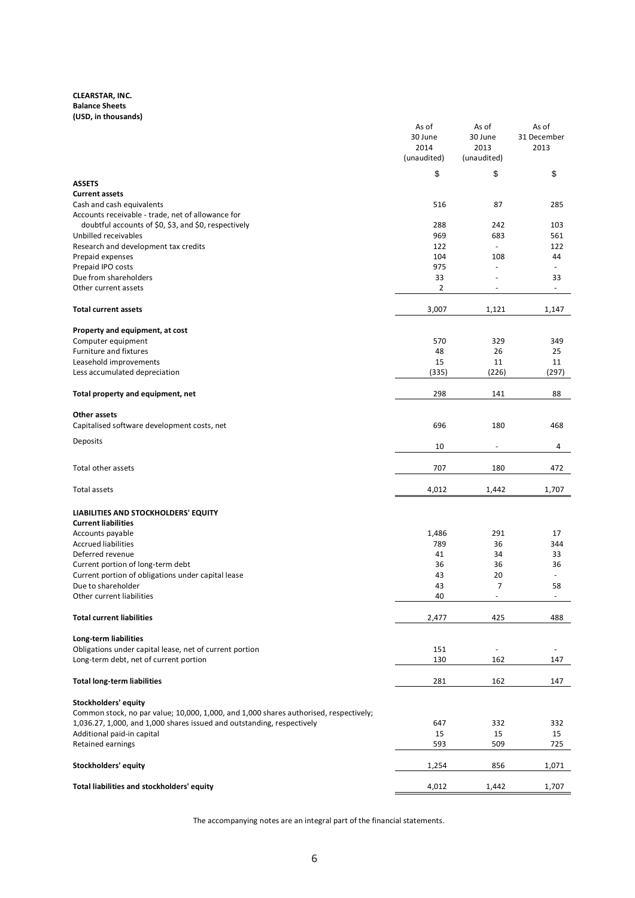**CLEARSTAR, INC.**
**Balance Sheets**
**(USD, in thousands)**

| | As of 30 June 2014 (unaudited) | As of 30 June 2013 (unaudited) | As of 31 December 2013 |
|---|---|---|---|
| | $ | $ | $ |
| **ASSETS** | | | |
| **Current assets** | | | |
| Cash and cash equivalents | 516 | 87 | 285 |
| Accounts receivable - trade, net of allowance for doubtful accounts of $0, $3, and $0, respectively | 288 | 242 | 103 |
| Unbilled receivables | 969 | 683 | 561 |
| Research and development tax credits | 122 | - | 122 |
| Prepaid expenses | 104 | 108 | 44 |
| Prepaid IPO costs | 975 | - | - |
| Due from shareholders | 33 | - | 33 |
| Other current assets | 2 | - | - |
| **Total current assets** | 3,007 | 1,121 | 1,147 |
| **Property and equipment, at cost** | | | |
| Computer equipment | 570 | 329 | 349 |
| Furniture and fixtures | 48 | 26 | 25 |
| Leasehold improvements | 15 | 11 | 11 |
| Less accumulated depreciation | (335) | (226) | (297) |
| **Total property and equipment, net** | 298 | 141 | 88 |
| **Other assets** | | | |
| Capitalised software development costs, net | 696 | 180 | 468 |
| Deposits | 10 | - | 4 |
| Total other assets | 707 | 180 | 472 |
| Total assets | 4,012 | 1,442 | 1,707 |
| **LIABILITIES AND STOCKHOLDERS' EQUITY** | | | |
| **Current liabilities** | | | |
| Accounts payable | 1,486 | 291 | 17 |
| Accrued liabilities | 789 | 36 | 344 |
| Deferred revenue | 41 | 34 | 33 |
| Current portion of long-term debt | 36 | 36 | 36 |
| Current portion of obligations under capital lease | 43 | 20 | - |
| Due to shareholder | 43 | 7 | 58 |
| Other current liabilities | 40 | - | - |
| **Total current liabilities** | 2,477 | 425 | 488 |
| **Long-term liabilities** | | | |
| Obligations under capital lease, net of current portion | 151 | - | - |
| Long-term debt, net of current portion | 130 | 162 | 147 |
| **Total long-term liabilities** | 281 | 162 | 147 |
| **Stockholders' equity** | | | |
| Common stock, no par value; 10,000, 1,000, and 1,000 shares authorised, respectively; 1,036.27, 1,000, and 1,000 shares issued and outstanding, respectively | 647 | 332 | 332 |
| Additional paid-in capital | 15 | 15 | 15 |
| Retained earnings | 593 | 509 | 725 |
| **Stockholders' equity** | 1,254 | 856 | 1,071 |
| **Total liabilities and stockholders' equity** | 4,012 | 1,442 | 1,707 |

The accompanying notes are an integral part of the financial statements.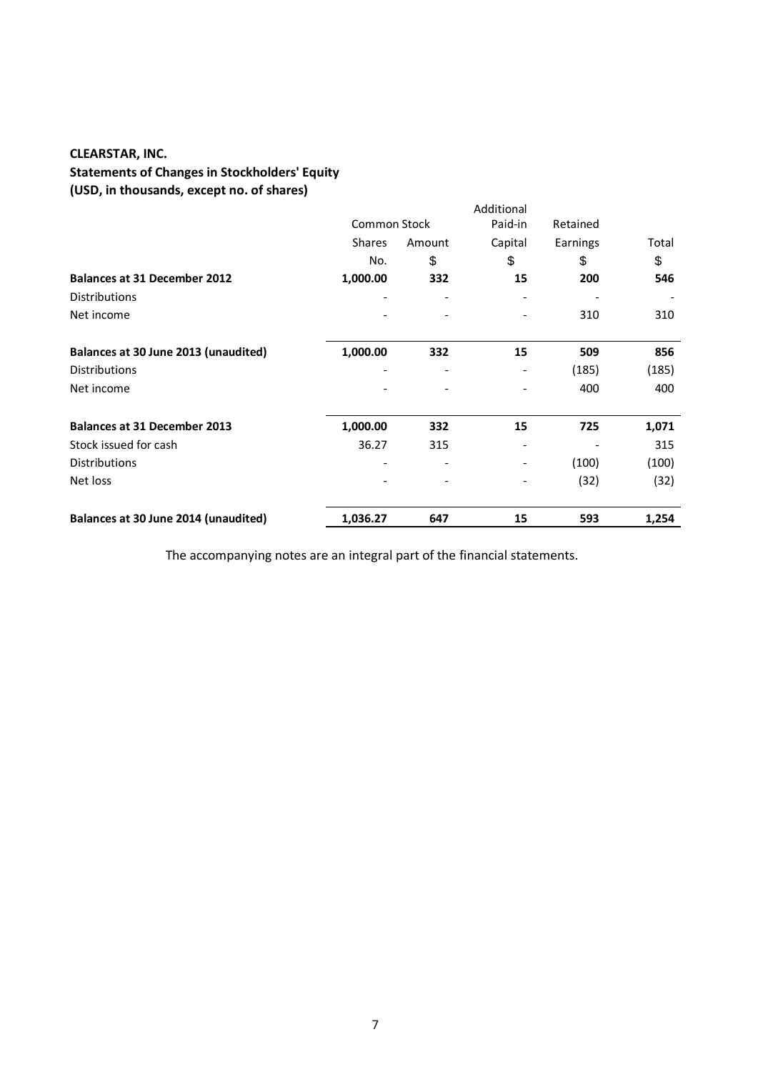**CLEARSTAR, INC.**
**Statements of Changes in Stockholders' Equity**
**(USD, in thousands, except no. of shares)**

| | Common Stock | | Additional Paid-in | Retained | |
|---|---|---|---|---|---|
| | Shares | Amount | Capital | Earnings | Total |
| | No. | $ | $ | $ | $ |
| **Balances at 31 December 2012** | **1,000.00** | **332** | **15** | **200** | **546** |
| Distributions | - | - | - | - | - |
| Net income | - | - | - | 310 | 310 |
| **Balances at 30 June 2013 (unaudited)** | **1,000.00** | **332** | **15** | **509** | **856** |
| Distributions | - | - | - | (185) | (185) |
| Net income | - | - | - | 400 | 400 |
| **Balances at 31 December 2013** | **1,000.00** | **332** | **15** | **725** | **1,071** |
| Stock issued for cash | 36.27 | 315 | - | - | 315 |
| Distributions | - | - | - | (100) | (100) |
| Net loss | - | - | - | (32) | (32) |
| **Balances at 30 June 2014 (unaudited)** | **1,036.27** | **647** | **15** | **593** | **1,254** |

The accompanying notes are an integral part of the financial statements.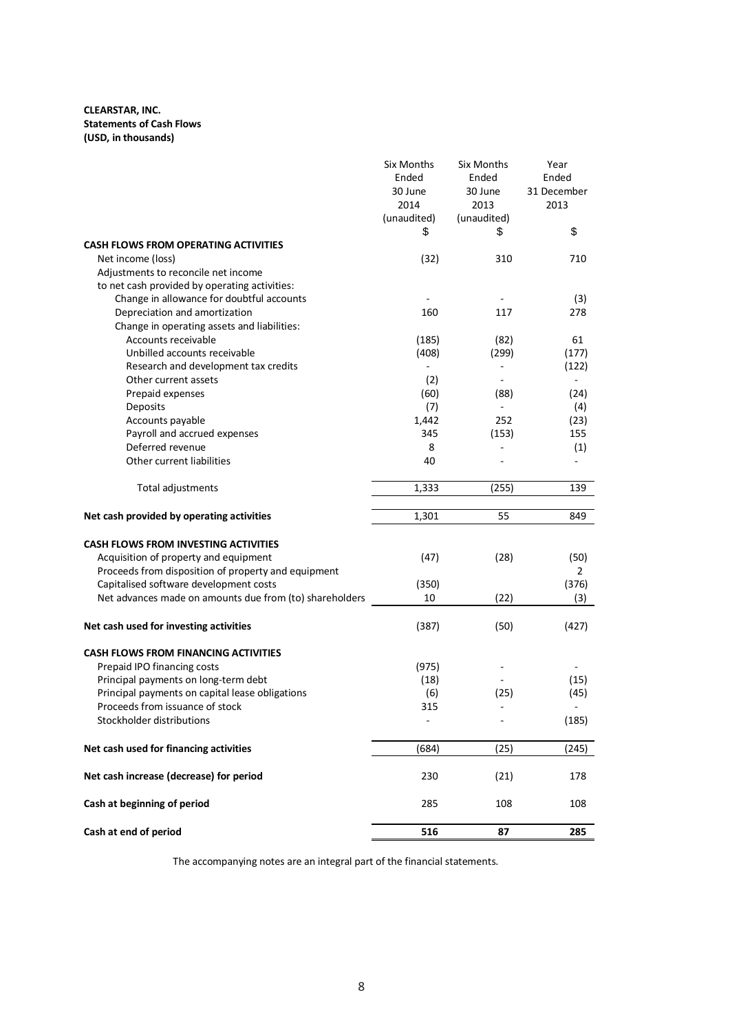**CLEARSTAR, INC.**
**Statements of Cash Flows**
**(USD, in thousands)**

| | Six Months Ended 30 June 2014 (unaudited) | Six Months Ended 30 June 2013 (unaudited) | Year Ended 31 December 2013 |
|---|---|---|---|
| | $ | $ | $ |
| **CASH FLOWS FROM OPERATING ACTIVITIES** | | | |
| Net income (loss) | (32) | 310 | 710 |
| Adjustments to reconcile net income | | | |
| to net cash provided by operating activities: | | | |
| Change in allowance for doubtful accounts | - | - | (3) |
| Depreciation and amortization | 160 | 117 | 278 |
| Change in operating assets and liabilities: | | | |
| Accounts receivable | (185) | (82) | 61 |
| Unbilled accounts receivable | (408) | (299) | (177) |
| Research and development tax credits | - | - | (122) |
| Other current assets | (2) | - | - |
| Prepaid expenses | (60) | (88) | (24) |
| Deposits | (7) | - | (4) |
| Accounts payable | 1,442 | 252 | (23) |
| Payroll and accrued expenses | 345 | (153) | 155 |
| Deferred revenue | 8 | - | (1) |
| Other current liabilities | 40 | - | - |
| Total adjustments | 1,333 | (255) | 139 |
| **Net cash provided by operating activities** | 1,301 | 55 | 849 |
| **CASH FLOWS FROM INVESTING ACTIVITIES** | | | |
| Acquisition of property and equipment | (47) | (28) | (50) |
| Proceeds from disposition of property and equipment | | | 2 |
| Capitalised software development costs | (350) | | (376) |
| Net advances made on amounts due from (to) shareholders | 10 | (22) | (3) |
| **Net cash used for investing activities** | (387) | (50) | (427) |
| **CASH FLOWS FROM FINANCING ACTIVITIES** | | | |
| Prepaid IPO financing costs | (975) | - | - |
| Principal payments on long-term debt | (18) | - | (15) |
| Principal payments on capital lease obligations | (6) | (25) | (45) |
| Proceeds from issuance of stock | 315 | - | - |
| Stockholder distributions | - | - | (185) |
| **Net cash used for financing activities** | (684) | (25) | (245) |
| **Net cash increase (decrease) for period** | 230 | (21) | 178 |
| **Cash at beginning of period** | 285 | 108 | 108 |
| **Cash at end of period** | **516** | **87** | **285** |

The accompanying notes are an integral part of the financial statements.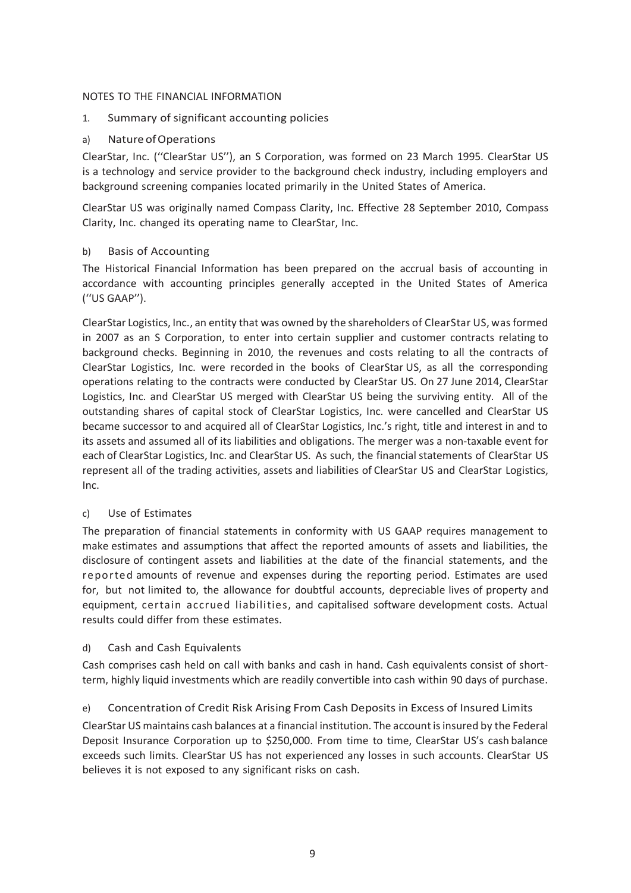NOTES TO THE FINANCIAL INFORMATION

## 1. Summary of significant accounting policies

### a) Nature of Operations

ClearStar, Inc. (''ClearStar US''), an S Corporation, was formed on 23 March 1995. ClearStar US is a technology and service provider to the background check industry, including employers and background screening companies located primarily in the United States of America.

ClearStar US was originally named Compass Clarity, Inc. Effective 28 September 2010, Compass Clarity, Inc. changed its operating name to ClearStar, Inc.

### b) Basis of Accounting

The Historical Financial Information has been prepared on the accrual basis of accounting in accordance with accounting principles generally accepted in the United States of America (''US GAAP'').

ClearStar Logistics, Inc., an entity that was owned by the shareholders of ClearStar US, was formed in 2007 as an S Corporation, to enter into certain supplier and customer contracts relating to background checks. Beginning in 2010, the revenues and costs relating to all the contracts of ClearStar Logistics, Inc. were recorded in the books of ClearStar US, as all the corresponding operations relating to the contracts were conducted by ClearStar US. On 27 June 2014, ClearStar Logistics, Inc. and ClearStar US merged with ClearStar US being the surviving entity. All of the outstanding shares of capital stock of ClearStar Logistics, Inc. were cancelled and ClearStar US became successor to and acquired all of ClearStar Logistics, Inc.'s right, title and interest in and to its assets and assumed all of its liabilities and obligations. The merger was a non-taxable event for each of ClearStar Logistics, Inc. and ClearStar US. As such, the financial statements of ClearStar US represent all of the trading activities, assets and liabilities of ClearStar US and ClearStar Logistics, Inc.

### c) Use of Estimates

The preparation of financial statements in conformity with US GAAP requires management to make estimates and assumptions that affect the reported amounts of assets and liabilities, the disclosure of contingent assets and liabilities at the date of the financial statements, and the reported amounts of revenue and expenses during the reporting period. Estimates are used for, but not limited to, the allowance for doubtful accounts, depreciable lives of property and equipment, certain accrued liabilities, and capitalised software development costs. Actual results could differ from these estimates.

### d) Cash and Cash Equivalents

Cash comprises cash held on call with banks and cash in hand. Cash equivalents consist of short-term, highly liquid investments which are readily convertible into cash within 90 days of purchase.

### e) Concentration of Credit Risk Arising From Cash Deposits in Excess of Insured Limits

ClearStar US maintains cash balances at a financial institution. The account is insured by the Federal Deposit Insurance Corporation up to $250,000. From time to time, ClearStar US's cash balance exceeds such limits. ClearStar US has not experienced any losses in such accounts. ClearStar US believes it is not exposed to any significant risks on cash.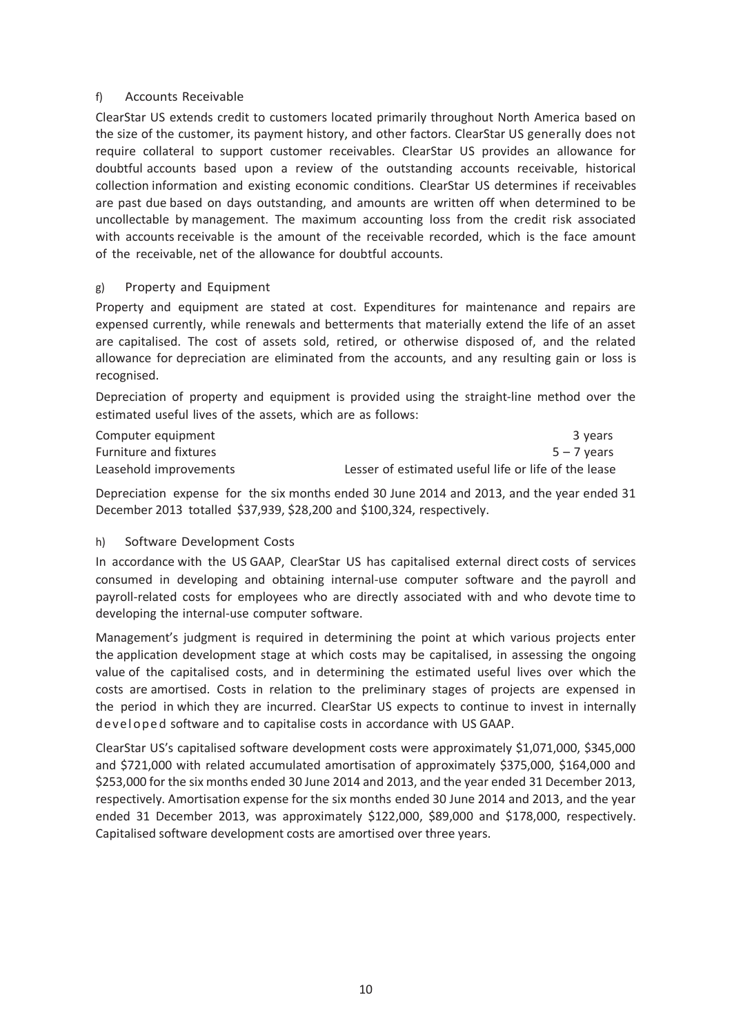### f) Accounts Receivable

ClearStar US extends credit to customers located primarily throughout North America based on the size of the customer, its payment history, and other factors. ClearStar US generally does not require collateral to support customer receivables. ClearStar US provides an allowance for doubtful accounts based upon a review of the outstanding accounts receivable, historical collection information and existing economic conditions. ClearStar US determines if receivables are past due based on days outstanding, and amounts are written off when determined to be uncollectable by management. The maximum accounting loss from the credit risk associated with accounts receivable is the amount of the receivable recorded, which is the face amount of the receivable, net of the allowance for doubtful accounts.

### g) Property and Equipment

Property and equipment are stated at cost. Expenditures for maintenance and repairs are expensed currently, while renewals and betterments that materially extend the life of an asset are capitalised. The cost of assets sold, retired, or otherwise disposed of, and the related allowance for depreciation are eliminated from the accounts, and any resulting gain or loss is recognised.

Depreciation of property and equipment is provided using the straight-line method over the estimated useful lives of the assets, which are as follows:

| | |
|---|---|
| Computer equipment | 3 years |
| Furniture and fixtures | 5 – 7 years |
| Leasehold improvements | Lesser of estimated useful life or life of the lease |

Depreciation expense for the six months ended 30 June 2014 and 2013, and the year ended 31 December 2013 totalled $37,939, $28,200 and $100,324, respectively.

### h) Software Development Costs

In accordance with the US GAAP, ClearStar US has capitalised external direct costs of services consumed in developing and obtaining internal-use computer software and the payroll and payroll-related costs for employees who are directly associated with and who devote time to developing the internal-use computer software.

Management's judgment is required in determining the point at which various projects enter the application development stage at which costs may be capitalised, in assessing the ongoing value of the capitalised costs, and in determining the estimated useful lives over which the costs are amortised. Costs in relation to the preliminary stages of projects are expensed in the period in which they are incurred. ClearStar US expects to continue to invest in internally developed software and to capitalise costs in accordance with US GAAP.

ClearStar US's capitalised software development costs were approximately $1,071,000, $345,000 and $721,000 with related accumulated amortisation of approximately $375,000, $164,000 and $253,000 for the six months ended 30 June 2014 and 2013, and the year ended 31 December 2013, respectively. Amortisation expense for the six months ended 30 June 2014 and 2013, and the year ended 31 December 2013, was approximately $122,000, $89,000 and $178,000, respectively. Capitalised software development costs are amortised over three years.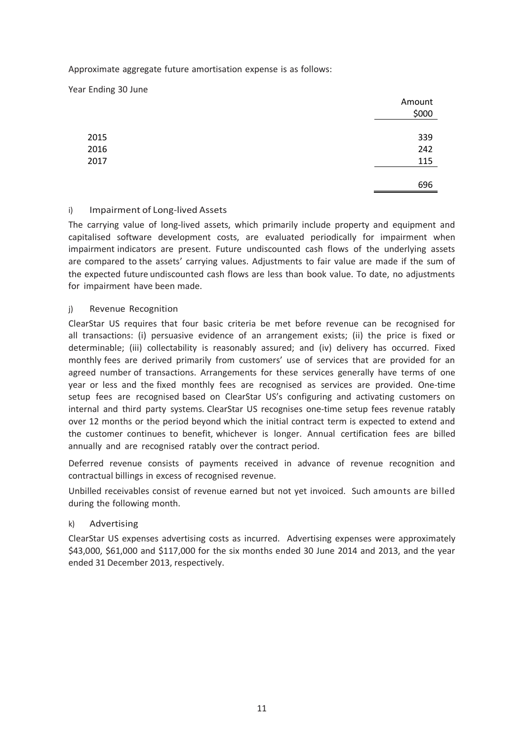Approximate aggregate future amortisation expense is as follows:

Year Ending 30 June

| | Amount $000 |
|---|---|
| 2015 | 339 |
| 2016 | 242 |
| 2017 | 115 |
| | 696 |

### i) Impairment of Long-lived Assets

The carrying value of long-lived assets, which primarily include property and equipment and capitalised software development costs, are evaluated periodically for impairment when impairment indicators are present. Future undiscounted cash flows of the underlying assets are compared to the assets' carrying values. Adjustments to fair value are made if the sum of the expected future undiscounted cash flows are less than book value. To date, no adjustments for impairment have been made.

### j) Revenue Recognition

ClearStar US requires that four basic criteria be met before revenue can be recognised for all transactions: (i) persuasive evidence of an arrangement exists; (ii) the price is fixed or determinable; (iii) collectability is reasonably assured; and (iv) delivery has occurred. Fixed monthly fees are derived primarily from customers' use of services that are provided for an agreed number of transactions. Arrangements for these services generally have terms of one year or less and the fixed monthly fees are recognised as services are provided. One-time setup fees are recognised based on ClearStar US's configuring and activating customers on internal and third party systems. ClearStar US recognises one-time setup fees revenue ratably over 12 months or the period beyond which the initial contract term is expected to extend and the customer continues to benefit, whichever is longer. Annual certification fees are billed annually and are recognised ratably over the contract period.

Deferred revenue consists of payments received in advance of revenue recognition and contractual billings in excess of recognised revenue.

Unbilled receivables consist of revenue earned but not yet invoiced. Such amounts are billed during the following month.

### k) Advertising

ClearStar US expenses advertising costs as incurred. Advertising expenses were approximately $43,000, $61,000 and $117,000 for the six months ended 30 June 2014 and 2013, and the year ended 31 December 2013, respectively.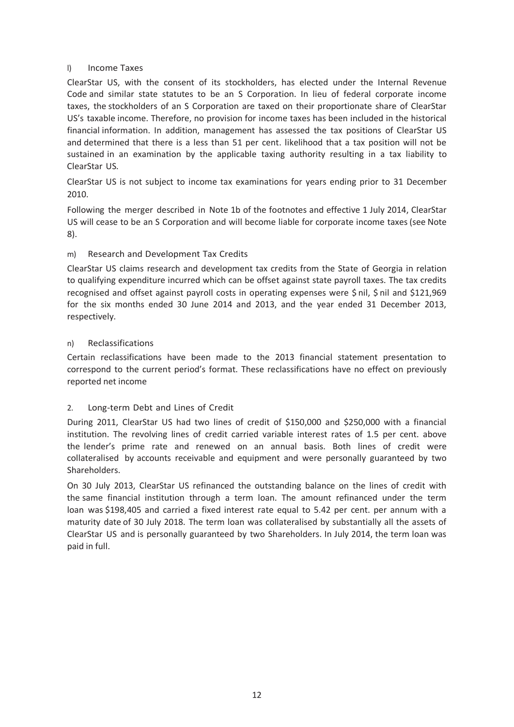### l) Income Taxes

ClearStar US, with the consent of its stockholders, has elected under the Internal Revenue Code and similar state statutes to be an S Corporation. In lieu of federal corporate income taxes, the stockholders of an S Corporation are taxed on their proportionate share of ClearStar US's taxable income. Therefore, no provision for income taxes has been included in the historical financial information. In addition, management has assessed the tax positions of ClearStar US and determined that there is a less than 51 per cent. likelihood that a tax position will not be sustained in an examination by the applicable taxing authority resulting in a tax liability to ClearStar US.

ClearStar US is not subject to income tax examinations for years ending prior to 31 December 2010.

Following the merger described in Note 1b of the footnotes and effective 1 July 2014, ClearStar US will cease to be an S Corporation and will become liable for corporate income taxes (see Note 8).

### m) Research and Development Tax Credits

ClearStar US claims research and development tax credits from the State of Georgia in relation to qualifying expenditure incurred which can be offset against state payroll taxes. The tax credits recognised and offset against payroll costs in operating expenses were $ nil, $ nil and $121,969 for the six months ended 30 June 2014 and 2013, and the year ended 31 December 2013, respectively.

### n) Reclassifications

Certain reclassifications have been made to the 2013 financial statement presentation to correspond to the current period's format. These reclassifications have no effect on previously reported net income

## 2. Long-term Debt and Lines of Credit

During 2011, ClearStar US had two lines of credit of $150,000 and $250,000 with a financial institution. The revolving lines of credit carried variable interest rates of 1.5 per cent. above the lender's prime rate and renewed on an annual basis. Both lines of credit were collateralised by accounts receivable and equipment and were personally guaranteed by two Shareholders.

On 30 July 2013, ClearStar US refinanced the outstanding balance on the lines of credit with the same financial institution through a term loan. The amount refinanced under the term loan was $198,405 and carried a fixed interest rate equal to 5.42 per cent. per annum with a maturity date of 30 July 2018. The term loan was collateralised by substantially all the assets of ClearStar US and is personally guaranteed by two Shareholders. In July 2014, the term loan was paid in full.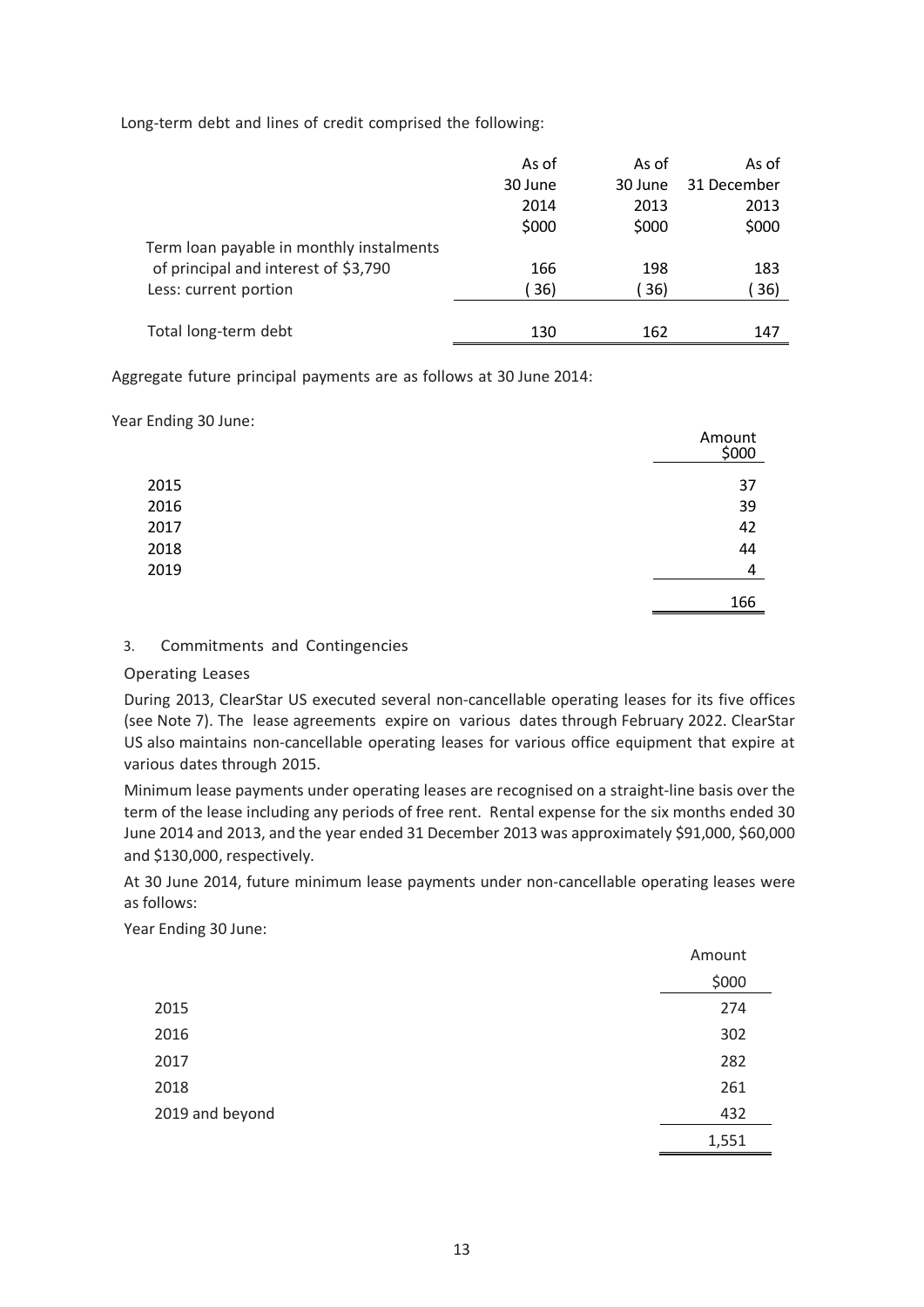Long-term debt and lines of credit comprised the following:

| | As of 30 June 2014 $000 | As of 30 June 2013 $000 | As of 31 December 2013 $000 |
|---|---|---|---|
| Term loan payable in monthly instalments of principal and interest of $3,790 | 166 | 198 | 183 |
| Less: current portion | ( 36) | ( 36) | ( 36) |
| Total long-term debt | 130 | 162 | 147 |

Aggregate future principal payments are as follows at 30 June 2014:

Year Ending 30 June:

| | Amount $000 |
|---|---|
| 2015 | 37 |
| 2016 | 39 |
| 2017 | 42 |
| 2018 | 44 |
| 2019 | 4 |
| | 166 |

3. Commitments and Contingencies

Operating Leases

During 2013, ClearStar US executed several non-cancellable operating leases for its five offices (see Note 7). The lease agreements expire on various dates through February 2022. ClearStar US also maintains non-cancellable operating leases for various office equipment that expire at various dates through 2015.

Minimum lease payments under operating leases are recognised on a straight-line basis over the term of the lease including any periods of free rent. Rental expense for the six months ended 30 June 2014 and 2013, and the year ended 31 December 2013 was approximately $91,000, $60,000 and $130,000, respectively.

At 30 June 2014, future minimum lease payments under non-cancellable operating leases were as follows:

Year Ending 30 June:

| | Amount $000 |
|---|---|
| 2015 | 274 |
| 2016 | 302 |
| 2017 | 282 |
| 2018 | 261 |
| 2019 and beyond | 432 |
| | 1,551 |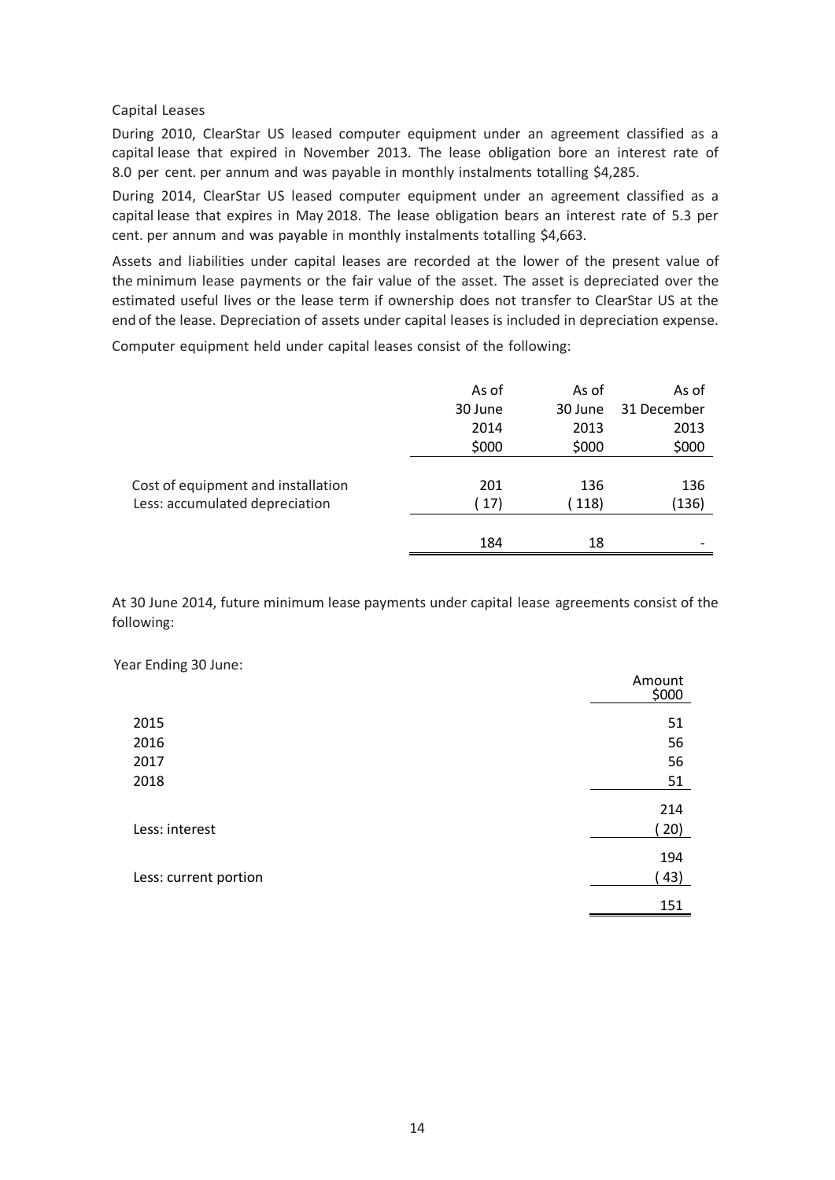Capital Leases

During 2010, ClearStar US leased computer equipment under an agreement classified as a capital lease that expired in November 2013. The lease obligation bore an interest rate of 8.0 per cent. per annum and was payable in monthly instalments totalling $4,285.

During 2014, ClearStar US leased computer equipment under an agreement classified as a capital lease that expires in May 2018. The lease obligation bears an interest rate of 5.3 per cent. per annum and was payable in monthly instalments totalling $4,663.

Assets and liabilities under capital leases are recorded at the lower of the present value of the minimum lease payments or the fair value of the asset. The asset is depreciated over the estimated useful lives or the lease term if ownership does not transfer to ClearStar US at the end of the lease. Depreciation of assets under capital leases is included in depreciation expense.

Computer equipment held under capital leases consist of the following:

| | As of 30 June 2014 $000 | As of 30 June 2013 $000 | As of 31 December 2013 $000 |
|---|---|---|---|
| Cost of equipment and installation | 201 | 136 | 136 |
| Less: accumulated depreciation | ( 17) | ( 118) | (136) |
| | 184 | 18 | - |

At 30 June 2014, future minimum lease payments under capital lease agreements consist of the following:

| Year Ending 30 June: | Amount $000 |
|---|---|
| 2015 | 51 |
| 2016 | 56 |
| 2017 | 56 |
| 2018 | 51 |
| | 214 |
| Less: interest | ( 20) |
| | 194 |
| Less: current portion | ( 43) |
| | 151 |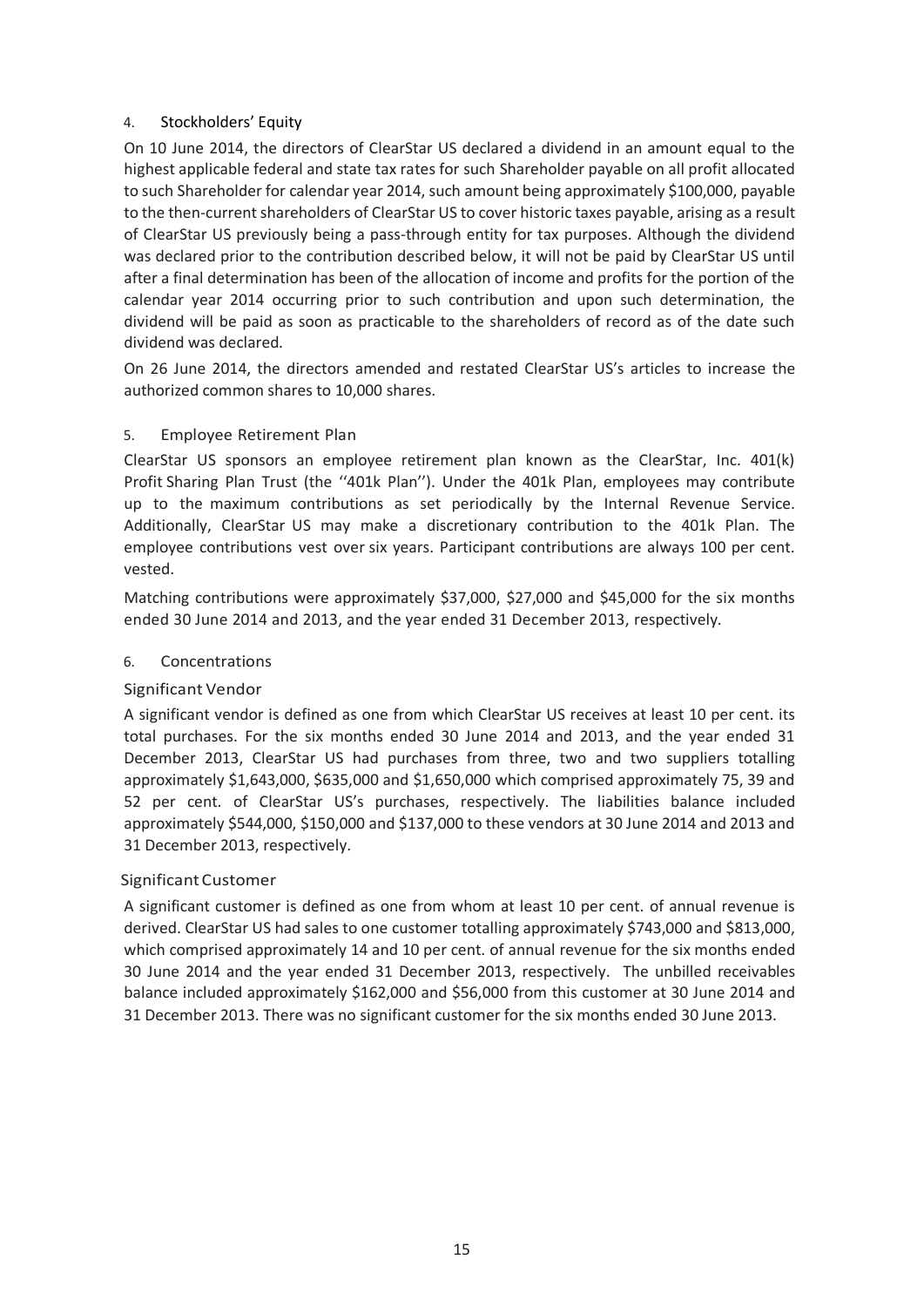## 4. Stockholders' Equity

On 10 June 2014, the directors of ClearStar US declared a dividend in an amount equal to the highest applicable federal and state tax rates for such Shareholder payable on all profit allocated to such Shareholder for calendar year 2014, such amount being approximately $100,000, payable to the then-current shareholders of ClearStar US to cover historic taxes payable, arising as a result of ClearStar US previously being a pass-through entity for tax purposes. Although the dividend was declared prior to the contribution described below, it will not be paid by ClearStar US until after a final determination has been of the allocation of income and profits for the portion of the calendar year 2014 occurring prior to such contribution and upon such determination, the dividend will be paid as soon as practicable to the shareholders of record as of the date such dividend was declared.

On 26 June 2014, the directors amended and restated ClearStar US's articles to increase the authorized common shares to 10,000 shares.

## 5. Employee Retirement Plan

ClearStar US sponsors an employee retirement plan known as the ClearStar, Inc. 401(k) Profit Sharing Plan Trust (the ''401k Plan''). Under the 401k Plan, employees may contribute up to the maximum contributions as set periodically by the Internal Revenue Service. Additionally, ClearStar US may make a discretionary contribution to the 401k Plan. The employee contributions vest over six years. Participant contributions are always 100 per cent. vested.

Matching contributions were approximately $37,000, $27,000 and $45,000 for the six months ended 30 June 2014 and 2013, and the year ended 31 December 2013, respectively.

## 6. Concentrations

### Significant Vendor

A significant vendor is defined as one from which ClearStar US receives at least 10 per cent. its total purchases. For the six months ended 30 June 2014 and 2013, and the year ended 31 December 2013, ClearStar US had purchases from three, two and two suppliers totalling approximately $1,643,000, $635,000 and $1,650,000 which comprised approximately 75, 39 and 52 per cent. of ClearStar US's purchases, respectively. The liabilities balance included approximately $544,000, $150,000 and $137,000 to these vendors at 30 June 2014 and 2013 and 31 December 2013, respectively.

### Significant Customer

A significant customer is defined as one from whom at least 10 per cent. of annual revenue is derived. ClearStar US had sales to one customer totalling approximately $743,000 and $813,000, which comprised approximately 14 and 10 per cent. of annual revenue for the six months ended 30 June 2014 and the year ended 31 December 2013, respectively. The unbilled receivables balance included approximately $162,000 and $56,000 from this customer at 30 June 2014 and 31 December 2013. There was no significant customer for the six months ended 30 June 2013.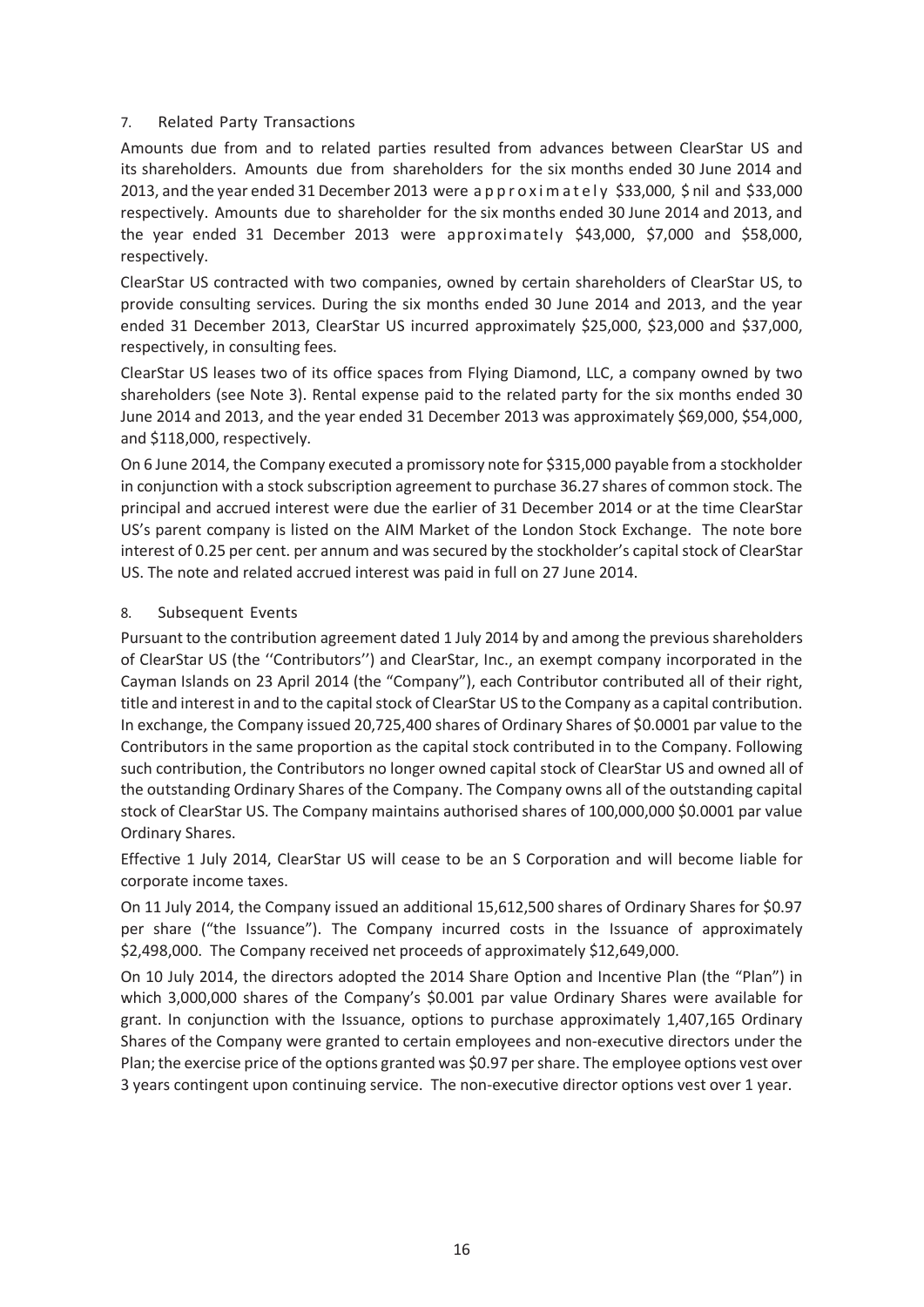## 7. Related Party Transactions

Amounts due from and to related parties resulted from advances between ClearStar US and its shareholders. Amounts due from shareholders for the six months ended 30 June 2014 and 2013, and the year ended 31 December 2013 were approximately $33,000, $ nil and $33,000 respectively. Amounts due to shareholder for the six months ended 30 June 2014 and 2013, and the year ended 31 December 2013 were approximately $43,000, $7,000 and $58,000, respectively.

ClearStar US contracted with two companies, owned by certain shareholders of ClearStar US, to provide consulting services. During the six months ended 30 June 2014 and 2013, and the year ended 31 December 2013, ClearStar US incurred approximately $25,000, $23,000 and $37,000, respectively, in consulting fees.

ClearStar US leases two of its office spaces from Flying Diamond, LLC, a company owned by two shareholders (see Note 3). Rental expense paid to the related party for the six months ended 30 June 2014 and 2013, and the year ended 31 December 2013 was approximately $69,000, $54,000, and $118,000, respectively.

On 6 June 2014, the Company executed a promissory note for $315,000 payable from a stockholder in conjunction with a stock subscription agreement to purchase 36.27 shares of common stock. The principal and accrued interest were due the earlier of 31 December 2014 or at the time ClearStar US's parent company is listed on the AIM Market of the London Stock Exchange. The note bore interest of 0.25 per cent. per annum and was secured by the stockholder's capital stock of ClearStar US. The note and related accrued interest was paid in full on 27 June 2014.

## 8. Subsequent Events

Pursuant to the contribution agreement dated 1 July 2014 by and among the previous shareholders of ClearStar US (the ''Contributors'') and ClearStar, Inc., an exempt company incorporated in the Cayman Islands on 23 April 2014 (the "Company"), each Contributor contributed all of their right, title and interest in and to the capital stock of ClearStar US to the Company as a capital contribution. In exchange, the Company issued 20,725,400 shares of Ordinary Shares of $0.0001 par value to the Contributors in the same proportion as the capital stock contributed in to the Company. Following such contribution, the Contributors no longer owned capital stock of ClearStar US and owned all of the outstanding Ordinary Shares of the Company. The Company owns all of the outstanding capital stock of ClearStar US. The Company maintains authorised shares of 100,000,000 $0.0001 par value Ordinary Shares.

Effective 1 July 2014, ClearStar US will cease to be an S Corporation and will become liable for corporate income taxes.

On 11 July 2014, the Company issued an additional 15,612,500 shares of Ordinary Shares for $0.97 per share ("the Issuance"). The Company incurred costs in the Issuance of approximately $2,498,000. The Company received net proceeds of approximately $12,649,000.

On 10 July 2014, the directors adopted the 2014 Share Option and Incentive Plan (the "Plan") in which 3,000,000 shares of the Company's $0.001 par value Ordinary Shares were available for grant. In conjunction with the Issuance, options to purchase approximately 1,407,165 Ordinary Shares of the Company were granted to certain employees and non-executive directors under the Plan; the exercise price of the options granted was $0.97 per share. The employee options vest over 3 years contingent upon continuing service. The non-executive director options vest over 1 year.